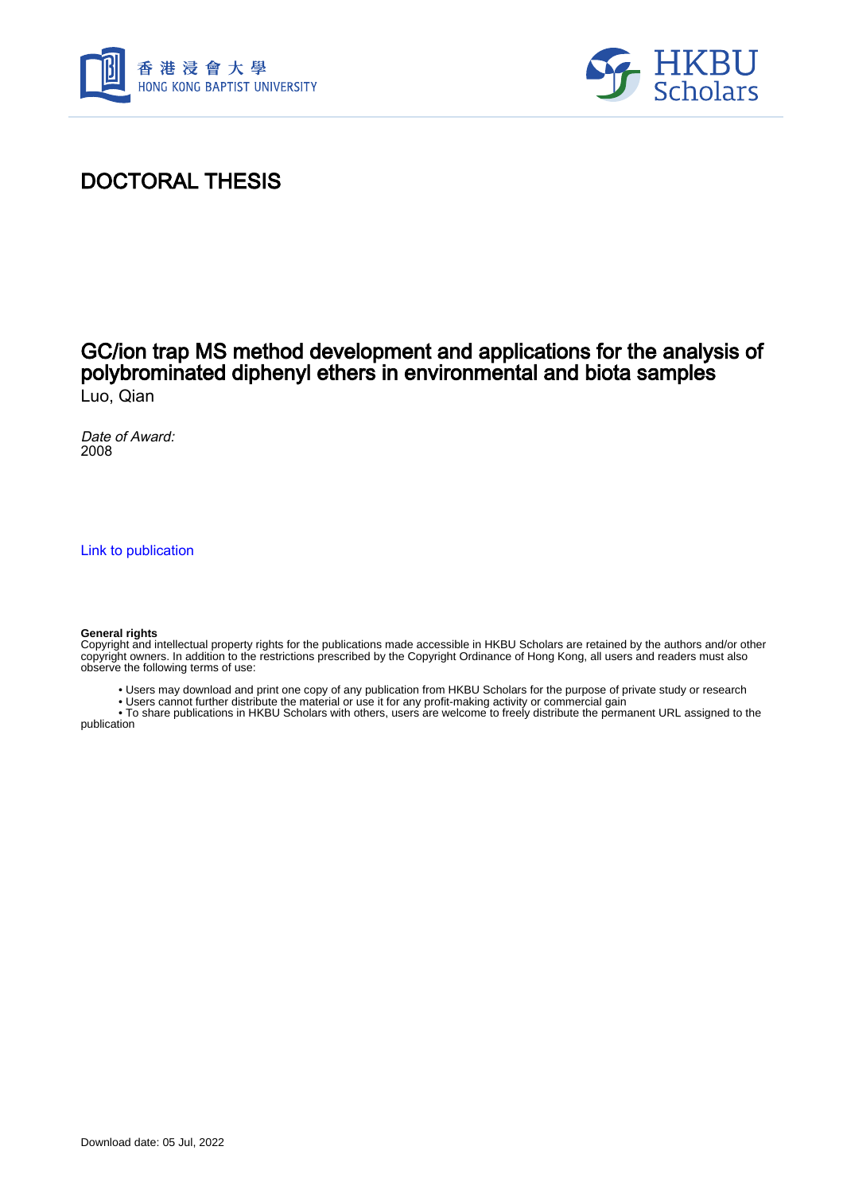# DOCTORAL THESIS

## GC/ion trap MS method development and applications for the analysis of polybrominated diphenyl ethers in environmental and biota samples

Luo, Qian

*Date of Award:*
2008

Link to publication

**General rights**
Copyright and intellectual property rights for the publications made accessible in HKBU Scholars are retained by the authors and/or other copyright owners. In addition to the restrictions prescribed by the Copyright Ordinance of Hong Kong, all users and readers must also observe the following terms of use:

- Users may download and print one copy of any publication from HKBU Scholars for the purpose of private study or research
- Users cannot further distribute the material or use it for any profit-making activity or commercial gain
- To share publications in HKBU Scholars with others, users are welcome to freely distribute the permanent URL assigned to the publication

Download date: 05 Jul, 2022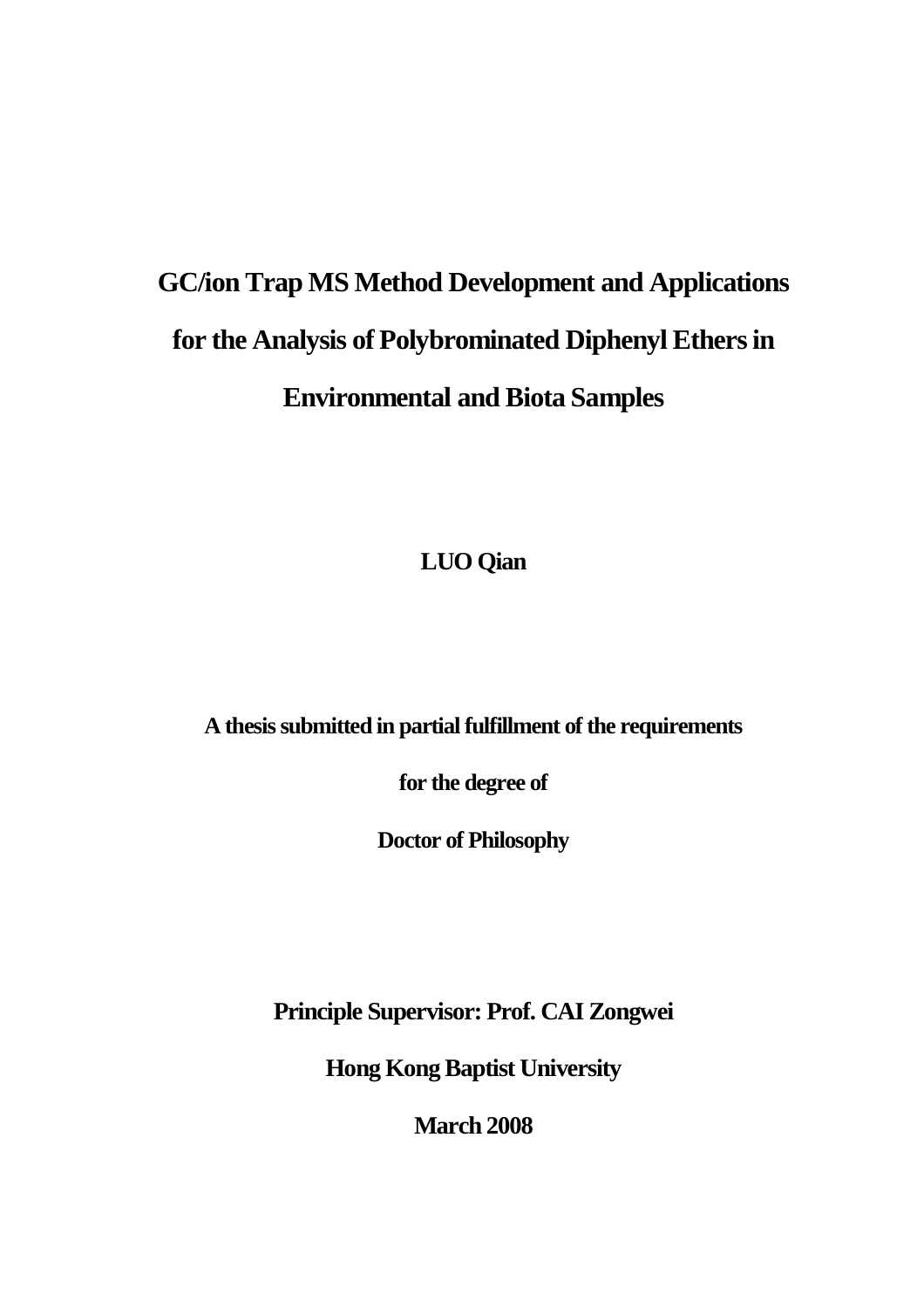# GC/ion Trap MS Method Development and Applications for the Analysis of Polybrominated Diphenyl Ethers in Environmental and Biota Samples

**LUO Qian**

**A thesis submitted in partial fulfillment of the requirements**

**for the degree of**

**Doctor of Philosophy**

**Principle Supervisor: Prof. CAI Zongwei**

**Hong Kong Baptist University**

**March 2008**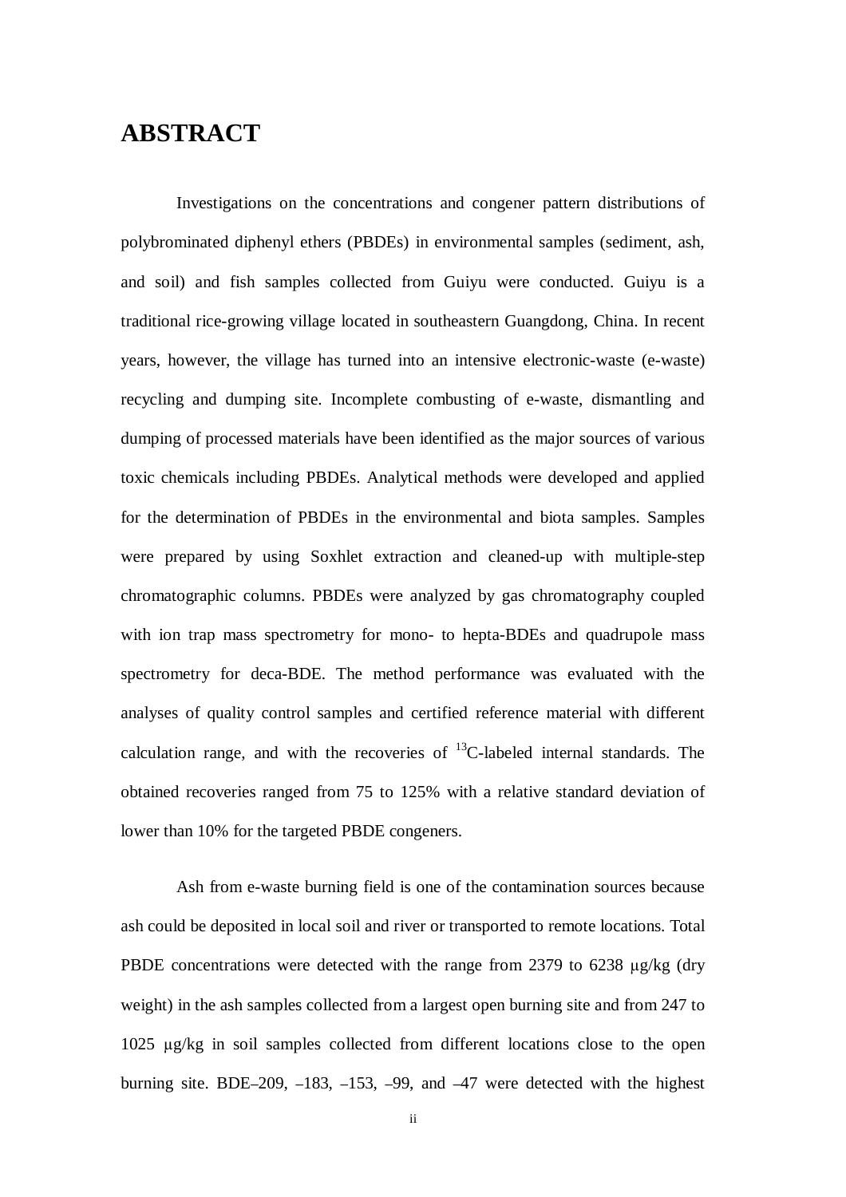# ABSTRACT

Investigations on the concentrations and congener pattern distributions of polybrominated diphenyl ethers (PBDEs) in environmental samples (sediment, ash, and soil) and fish samples collected from Guiyu were conducted. Guiyu is a traditional rice-growing village located in southeastern Guangdong, China. In recent years, however, the village has turned into an intensive electronic-waste (e-waste) recycling and dumping site. Incomplete combusting of e-waste, dismantling and dumping of processed materials have been identified as the major sources of various toxic chemicals including PBDEs. Analytical methods were developed and applied for the determination of PBDEs in the environmental and biota samples. Samples were prepared by using Soxhlet extraction and cleaned-up with multiple-step chromatographic columns. PBDEs were analyzed by gas chromatography coupled with ion trap mass spectrometry for mono- to hepta-BDEs and quadrupole mass spectrometry for deca-BDE. The method performance was evaluated with the analyses of quality control samples and certified reference material with different calculation range, and with the recoveries of $^{13}$C-labeled internal standards. The obtained recoveries ranged from 75 to 125% with a relative standard deviation of lower than 10% for the targeted PBDE congeners.

Ash from e-waste burning field is one of the contamination sources because ash could be deposited in local soil and river or transported to remote locations. Total PBDE concentrations were detected with the range from 2379 to 6238 μg/kg (dry weight) in the ash samples collected from a largest open burning site and from 247 to 1025 μg/kg in soil samples collected from different locations close to the open burning site. BDE–209, –183, –153, –99, and –47 were detected with the highest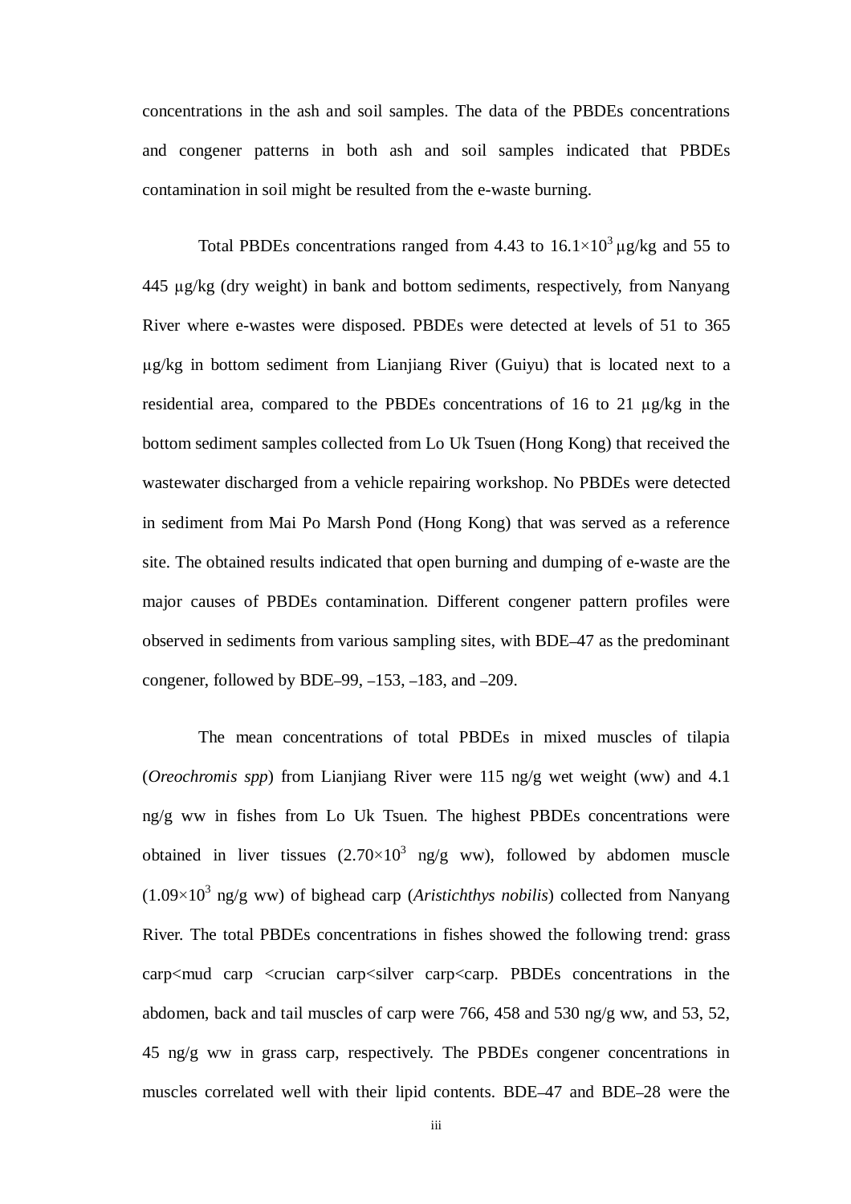concentrations in the ash and soil samples. The data of the PBDEs concentrations and congener patterns in both ash and soil samples indicated that PBDEs contamination in soil might be resulted from the e-waste burning.

Total PBDEs concentrations ranged from 4.43 to $16.1\times10^{3}$ μg/kg and 55 to 445 μg/kg (dry weight) in bank and bottom sediments, respectively, from Nanyang River where e-wastes were disposed. PBDEs were detected at levels of 51 to 365 μg/kg in bottom sediment from Lianjiang River (Guiyu) that is located next to a residential area, compared to the PBDEs concentrations of 16 to 21 μg/kg in the bottom sediment samples collected from Lo Uk Tsuen (Hong Kong) that received the wastewater discharged from a vehicle repairing workshop. No PBDEs were detected in sediment from Mai Po Marsh Pond (Hong Kong) that was served as a reference site. The obtained results indicated that open burning and dumping of e-waste are the major causes of PBDEs contamination. Different congener pattern profiles were observed in sediments from various sampling sites, with BDE–47 as the predominant congener, followed by BDE–99, –153, –183, and –209.

The mean concentrations of total PBDEs in mixed muscles of tilapia (*Oreochromis spp*) from Lianjiang River were 115 ng/g wet weight (ww) and 4.1 ng/g ww in fishes from Lo Uk Tsuen. The highest PBDEs concentrations were obtained in liver tissues ($2.70\times10^{3}$ ng/g ww), followed by abdomen muscle ($1.09\times10^{3}$ ng/g ww) of bighead carp (*Aristichthys nobilis*) collected from Nanyang River. The total PBDEs concentrations in fishes showed the following trend: grass carp<mud carp <crucian carp<silver carp<carp. PBDEs concentrations in the abdomen, back and tail muscles of carp were 766, 458 and 530 ng/g ww, and 53, 52, 45 ng/g ww in grass carp, respectively. The PBDEs congener concentrations in muscles correlated well with their lipid contents. BDE–47 and BDE–28 were the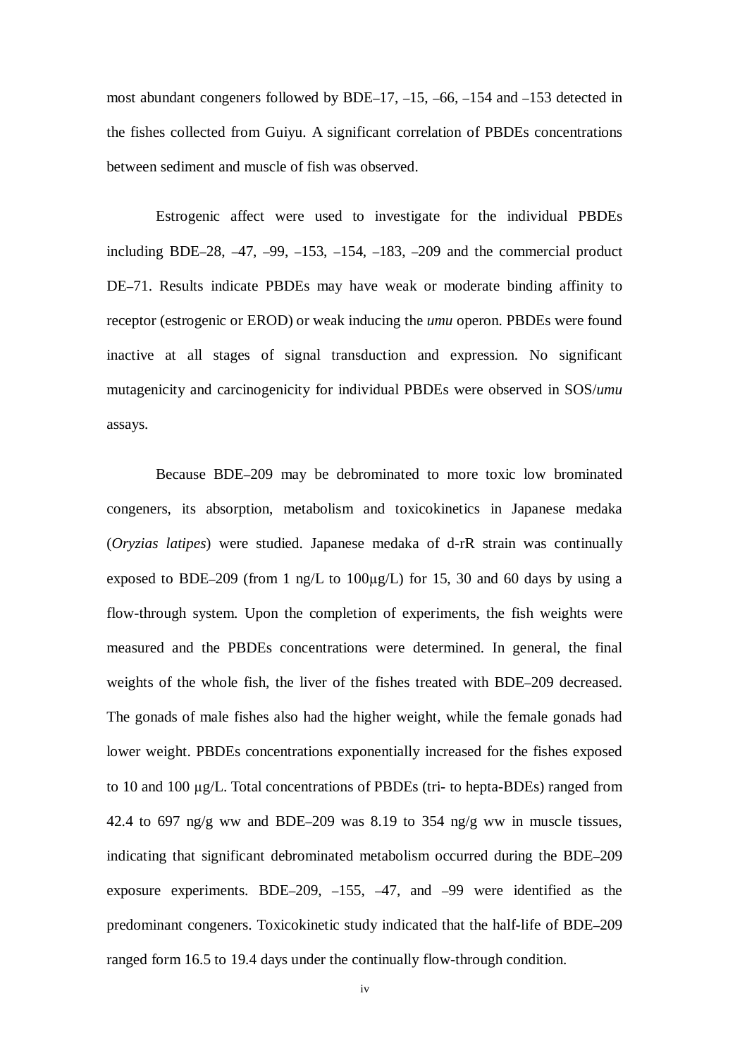most abundant congeners followed by BDE–17, –15, –66, –154 and –153 detected in the fishes collected from Guiyu. A significant correlation of PBDEs concentrations between sediment and muscle of fish was observed.

Estrogenic affect were used to investigate for the individual PBDEs including BDE–28, –47, –99, –153, –154, –183, –209 and the commercial product DE–71. Results indicate PBDEs may have weak or moderate binding affinity to receptor (estrogenic or EROD) or weak inducing the *umu* operon. PBDEs were found inactive at all stages of signal transduction and expression. No significant mutagenicity and carcinogenicity for individual PBDEs were observed in SOS/*umu* assays.

Because BDE–209 may be debrominated to more toxic low brominated congeners, its absorption, metabolism and toxicokinetics in Japanese medaka (*Oryzias latipes*) were studied. Japanese medaka of d-rR strain was continually exposed to BDE–209 (from 1 ng/L to 100μg/L) for 15, 30 and 60 days by using a flow-through system. Upon the completion of experiments, the fish weights were measured and the PBDEs concentrations were determined. In general, the final weights of the whole fish, the liver of the fishes treated with BDE–209 decreased. The gonads of male fishes also had the higher weight, while the female gonads had lower weight. PBDEs concentrations exponentially increased for the fishes exposed to 10 and 100 μg/L. Total concentrations of PBDEs (tri- to hepta-BDEs) ranged from 42.4 to 697 ng/g ww and BDE–209 was 8.19 to 354 ng/g ww in muscle tissues, indicating that significant debrominated metabolism occurred during the BDE–209 exposure experiments. BDE–209, –155, –47, and –99 were identified as the predominant congeners. Toxicokinetic study indicated that the half-life of BDE–209 ranged form 16.5 to 19.4 days under the continually flow-through condition.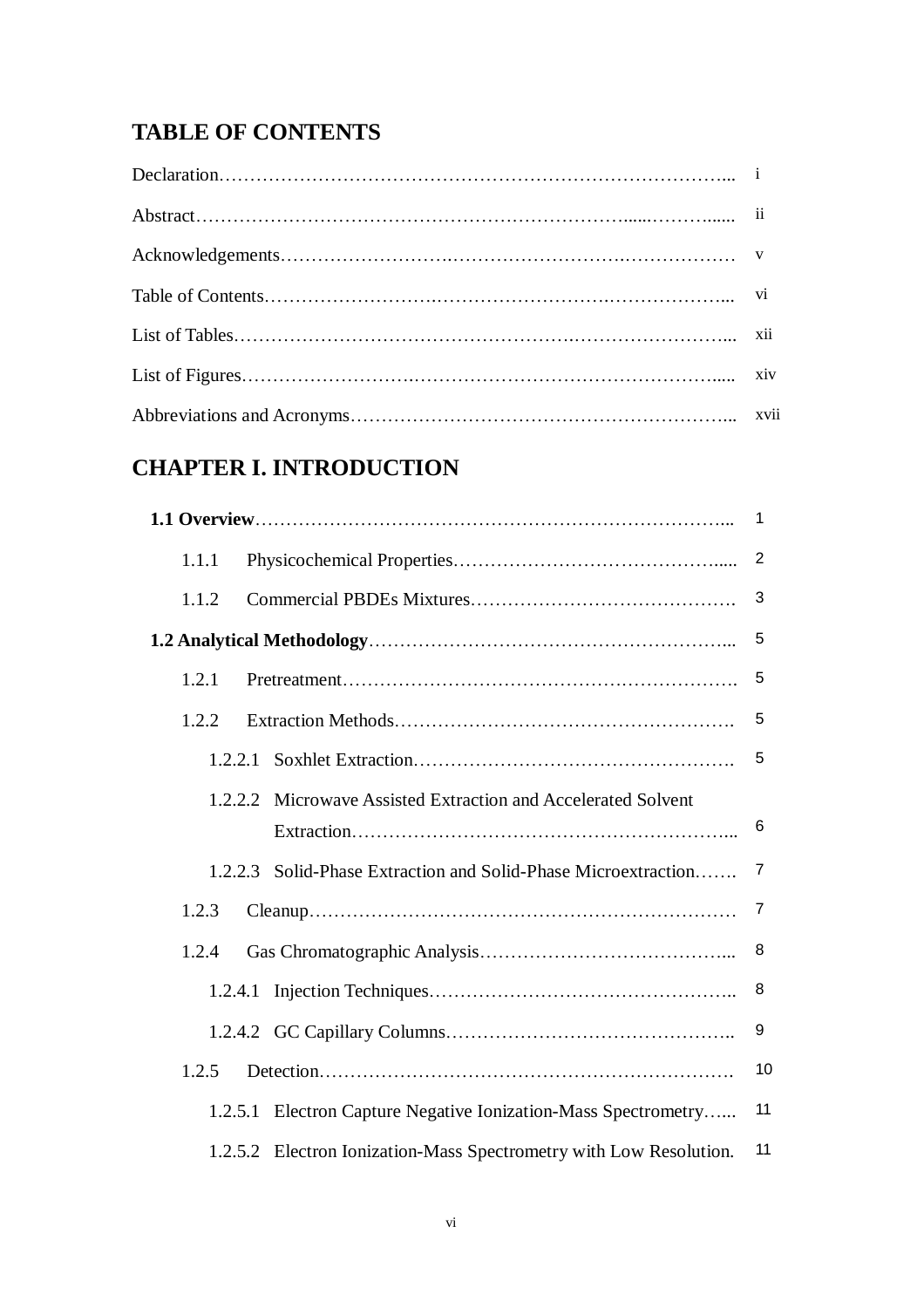# TABLE OF CONTENTS

Declaration………………………………………………………………………... i

Abstract………………………………………………………………......………...... ii

Acknowledgements………………………………………………………………… v

Table of Contents……………………………………………………………………... vi

List of Tables………………………………………………………………………... xii

List of Figures……………………………………………………………………..... xiv

Abbreviations and Acronyms…………………………………………………... xvii

# CHAPTER I. INTRODUCTION

**1.1 Overview**………………………………………………………………….... 1

1.1.1 Physicochemical Properties…………………………………….…..... 2

1.1.2 Commercial PBDEs Mixtures……………………………………. 3

**1.2 Analytical Methodology**……………………………………………….... 5

1.2.1 Pretreatment…………………………………………………………. 5

1.2.2 Extraction Methods……………………………………………. 5

1.2.2.1 Soxhlet Extraction…………………………………………. 5

1.2.2.2 Microwave Assisted Extraction and Accelerated Solvent Extraction…………………………………………………... 6

1.2.2.3 Solid-Phase Extraction and Solid-Phase Microextraction……. 7

1.2.3 Cleanup……………………………………………………………… 7

1.2.4 Gas Chromatographic Analysis……………………………….... 8

1.2.4.1 Injection Techniques……………………………………….. 8

1.2.4.2 GC Capillary Columns…………………………………….. 9

1.2.5 Detection……………………………………………………………. 10

1.2.5.1 Electron Capture Negative Ionization-Mass Spectrometry…... 11

1.2.5.2 Electron Ionization-Mass Spectrometry with Low Resolution. 11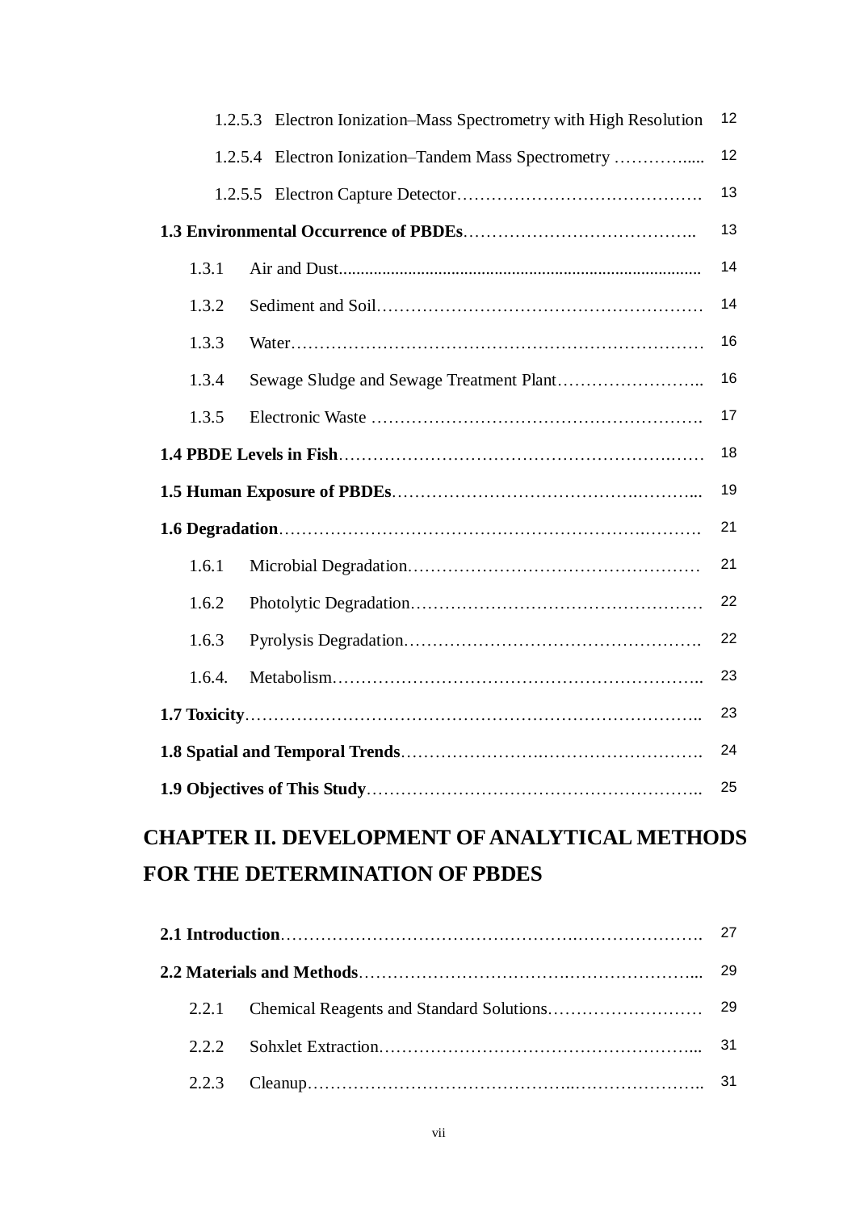1.2.5.3 Electron Ionization–Mass Spectrometry with High Resolution 12

1.2.5.4 Electron Ionization–Tandem Mass Spectrometry ............. 12

1.2.5.5 Electron Capture Detector.......................................... 13

**1.3 Environmental Occurrence of PBDEs**.................................... 13

1.3.1 Air and Dust.................................................................... 14

1.3.2 Sediment and Soil............................................................ 14

1.3.3 Water................................................................................ 16

1.3.4 Sewage Sludge and Sewage Treatment Plant.......................... 16

1.3.5 Electronic Waste ............................................................... 17

**1.4 PBDE Levels in Fish**.................................................................. 18

**1.5 Human Exposure of PBDEs**......................................................... 19

**1.6 Degradation**............................................................................ 21

1.6.1 Microbial Degradation........................................................ 21

1.6.2 Photolytic Degradation....................................................... 22

1.6.3 Pyrolysis Degradation......................................................... 22

1.6.4. Metabolism....................................................................... 23

**1.7 Toxicity**................................................................................... 23

**1.8 Spatial and Temporal Trends**...................................................... 24

**1.9 Objectives of This Study**............................................................. 25

## CHAPTER II. DEVELOPMENT OF ANALYTICAL METHODS FOR THE DETERMINATION OF PBDES

**2.1 Introduction**.............................................................................. 27

**2.2 Materials and Methods**................................................................. 29

2.2.1 Chemical Reagents and Standard Solutions............................ 29

2.2.2 Sohxlet Extraction................................................................ 31

2.2.3 Cleanup............................................................................. 31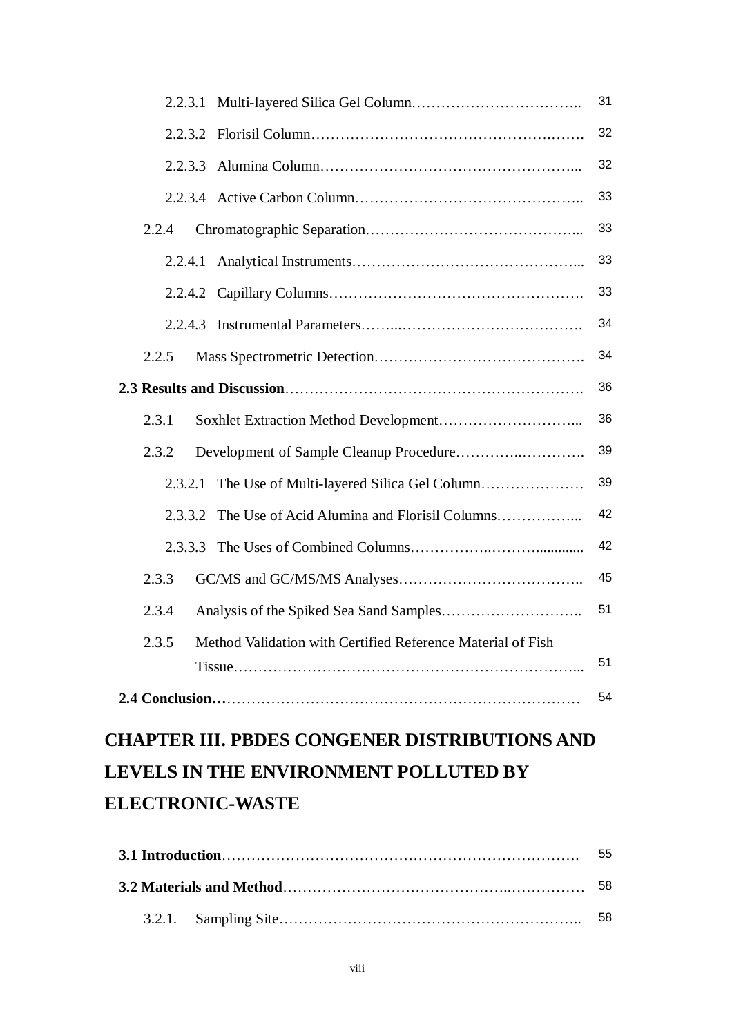2.2.3.1 Multi-layered Silica Gel Column…………………………….. 31

2.2.3.2 Florisil Column……………………………………….……. 32

2.2.3.3 Alumina Column…………………………………………... 32

2.2.3.4 Active Carbon Column…………………………………….. 33

2.2.4 Chromatographic Separation…………………………………... 33

2.2.4.1 Analytical Instruments……………………………………... 33

2.2.4.2 Capillary Columns…………………………………………. 33

2.2.4.3 Instrumental Parameters……...………………………………. 34

2.2.5 Mass Spectrometric Detection……………………………………. 34

**2.3 Results and Discussion**……………………………………………………. 36

2.3.1 Soxhlet Extraction Method Development………………………... 36

2.3.2 Development of Sample Cleanup Procedure………….…………. 39

2.3.2.1 The Use of Multi-layered Silica Gel Column………………… 39

2.3.3.2 The Use of Acid Alumina and Florisil Columns……………... 42

2.3.3.3 The Uses of Combined Columns……………..……….............. 42

2.3.3 GC/MS and GC/MS/MS Analyses……………………………….. 45

2.3.4 Analysis of the Spiked Sea Sand Samples……………………….. 51

2.3.5 Method Validation with Certified Reference Material of Fish Tissue…………………………………………………………... 51

**2.4 Conclusion…**……………………………………………………………… 54

# CHAPTER III. PBDES CONGENER DISTRIBUTIONS AND LEVELS IN THE ENVIRONMENT POLLUTED BY ELECTRONIC-WASTE

**3.1 Introduction**……………………………………………………………. 55

**3.2 Materials and Method**………………………………………..…………… 58

3.2.1. Sampling Site…………………………………………………….. 58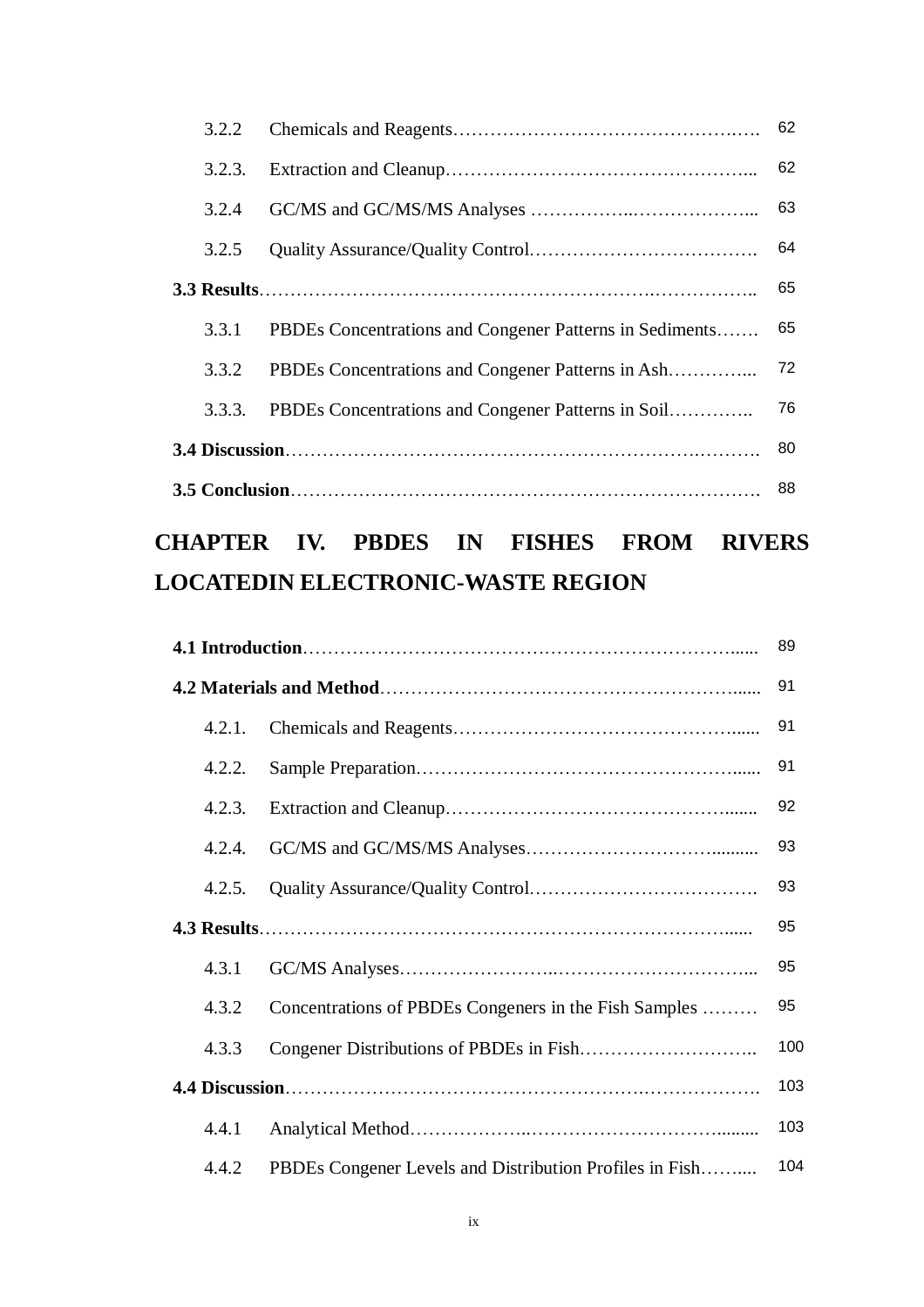| | | |
|---|---|---|
| 3.2.2 | Chemicals and Reagents……………………………………….…. | 62 |
| 3.2.3. | Extraction and Cleanup…………………………………………... | 62 |
| 3.2.4 | GC/MS and GC/MS/MS Analyses ……………..………………... | 63 |
| 3.2.5 | Quality Assurance/Quality Control………………………………. | 64 |
| **3.3 Results**……………………………………………………….…………….. | | 65 |
| 3.3.1 | PBDEs Concentrations and Congener Patterns in Sediments……. | 65 |
| 3.3.2 | PBDEs Concentrations and Congener Patterns in Ash…………... | 72 |
| 3.3.3. | PBDEs Concentrations and Congener Patterns in Soil………….. | 76 |
| **3.4 Discussion**…………………………………………………………….………. | | 80 |
| **3.5 Conclusion**………………………………………………………………… | | 88 |

## CHAPTER IV. PBDES IN FISHES FROM RIVERS LOCATEDIN ELECTRONIC-WASTE REGION

| | | |
|---|---|---|
| **4.1 Introduction**……………………………………………………………...... | | 89 |
| **4.2 Materials and Method**……………………….…………………………...... | | 91 |
| 4.2.1. | Chemicals and Reagents……………………………………….…...... | 91 |
| 4.2.2. | Sample Preparation……………………………………………...... | 91 |
| 4.2.3. | Extraction and Cleanup……………………………………….…...... | 92 |
| 4.2.4. | GC/MS and GC/MS/MS Analyses…………………………........... | 93 |
| 4.2.5. | Quality Assurance/Quality Control………………………………. | 93 |
| **4.3 Results**………………………………………………………………...... | | 95 |
| 4.3.1 | GC/MS Analyses……………………..…………………………... | 95 |
| 4.3.2 | Concentrations of PBDEs Congeners in the Fish Samples ……… | 95 |
| 4.3.3 | Congener Distributions of PBDEs in Fish……………………….. | 100 |
| **4.4 Discussion**………………………………………………….………………. | | 103 |
| 4.4.1 | Analytical Method………………..……………………………......... | 103 |
| 4.4.2 | PBDEs Congener Levels and Distribution Profiles in Fish…….... | 104 |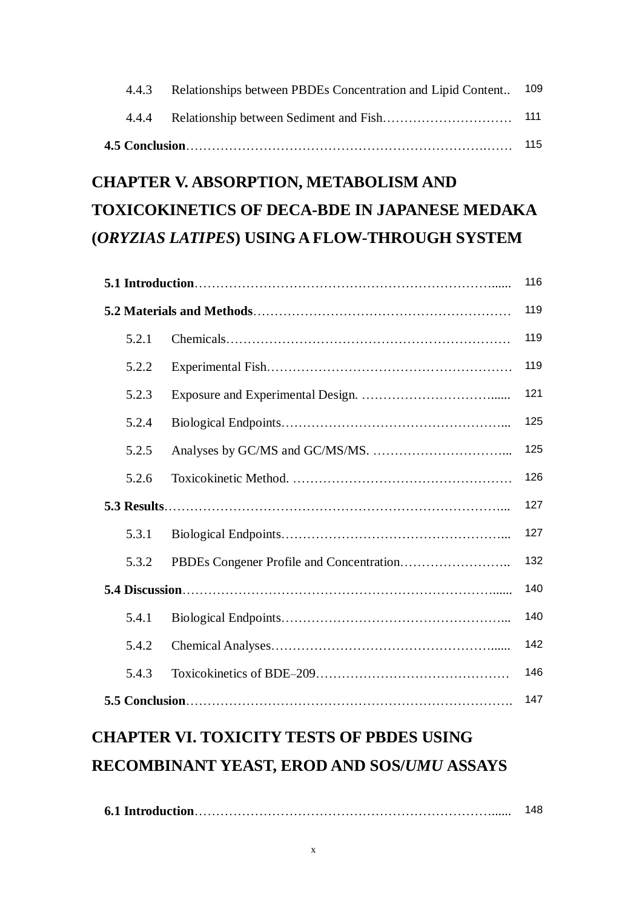| | | |
|---|---|---|
| 4.4.3 | Relationships between PBDEs Concentration and Lipid Content.. | 109 |
| 4.4.4 | Relationship between Sediment and Fish………………………… | 111 |
| **4.5 Conclusion**……………………………………………………………… | | 115 |

## CHAPTER V. ABSORPTION, METABOLISM AND TOXICOKINETICS OF DECA-BDE IN JAPANESE MEDAKA (*ORYZIAS LATIPES*) USING A FLOW-THROUGH SYSTEM

| | | |
|---|---|---|
| **5.1 Introduction**…………………………………………………………...... | | 116 |
| **5.2 Materials and Methods**…………………………………………………… | | 119 |
| 5.2.1 | Chemicals………………………………………………………… | 119 |
| 5.2.2 | Experimental Fish………………………………………………… | 119 |
| 5.2.3 | Exposure and Experimental Design. …………………………...... | 121 |
| 5.2.4 | Biological Endpoints…………………………………………….... | 125 |
| 5.2.5 | Analyses by GC/MS and GC/MS/MS. ………………………….... | 125 |
| 5.2.6 | Toxicokinetic Method. …………………………………………… | 126 |
| **5.3 Results**………………………………………………………………….... | | 127 |
| 5.3.1 | Biological Endpoints…………………………………………….... | 127 |
| 5.3.2 | PBDEs Congener Profile and Concentration…………………….. | 132 |
| **5.4 Discussion**……………………………………………………………...... | | 140 |
| 5.4.1 | Biological Endpoints…………………………………………….... | 140 |
| 5.4.2 | Chemical Analyses……………………………………………...... | 142 |
| 5.4.3 | Toxicokinetics of BDE–209……………………………………… | 146 |
| **5.5 Conclusion**………………………………………………………………. | | 147 |

## CHAPTER VI. TOXICITY TESTS OF PBDES USING RECOMBINANT YEAST, EROD AND SOS/*UMU* ASSAYS

| | | |
|---|---|---|
| **6.1 Introduction**…………………………………………………………...... | | 148 |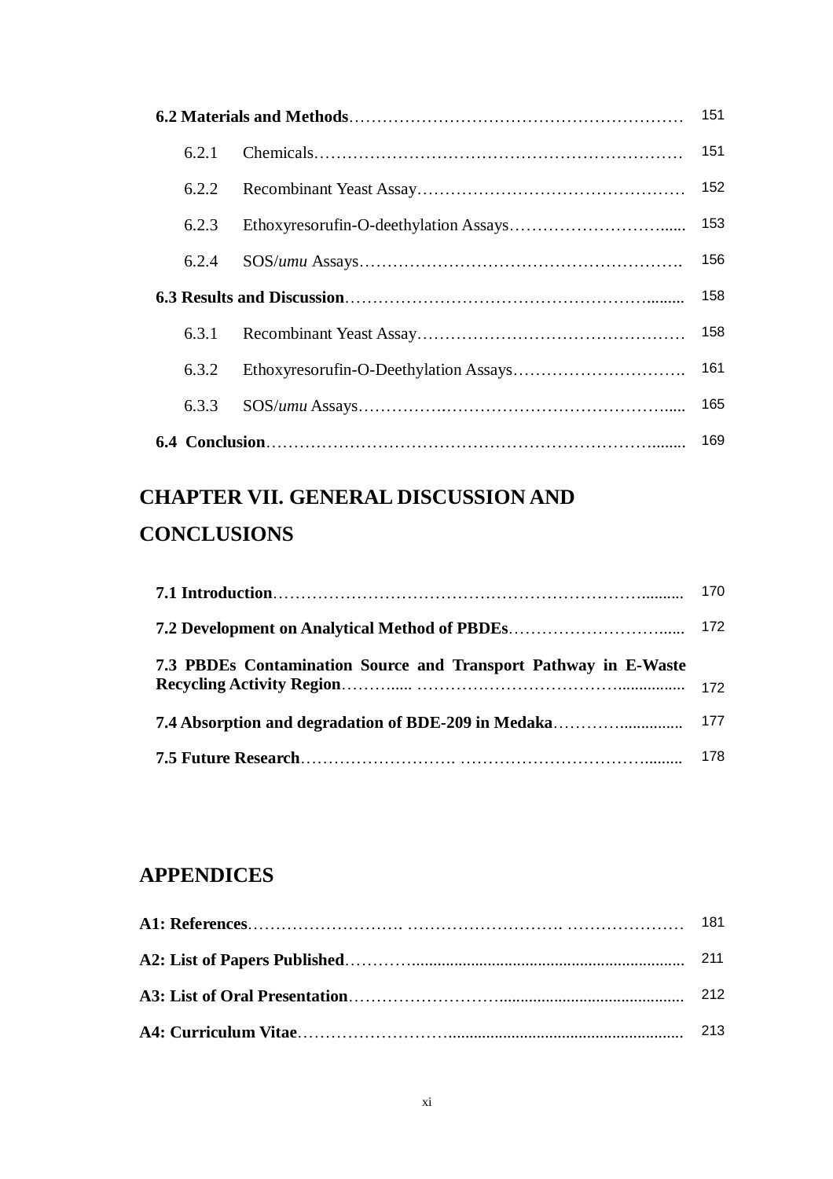**6.2 Materials and Methods**……………………………………………………… 151

6.2.1 Chemicals………………………………………………………… 151

6.2.2 Recombinant Yeast Assay………………………………………… 152

6.2.3 Ethoxyresorufin-O-deethylation Assays………………………...... 153

6.2.4 SOS/*umu* Assays………………………………………………… 156

**6.3 Results and Discussion**………………………………………………......... 158

6.3.1 Recombinant Yeast Assay………………………………………… 158

6.3.2 Ethoxyresorufin-O-Deethylation Assays…………………………. 161

6.3.3 SOS/*umu* Assays……………………………………………….... 165

**6.4 Conclusion**……………………………………………………………........ 169

## CHAPTER VII. GENERAL DISCUSSION AND CONCLUSIONS

**7.1 Introduction**……………………………………………………………......... 170

**7.2 Development on Analytical Method of PBDEs**………………………...... 172

**7.3 PBDEs Contamination Source and Transport Pathway in E-Waste Recycling Activity Region**……….... ……………………………................ 172

**7.4 Absorption and degradation of BDE-209 in Medaka**…………............... 177

**7.5 Future Research**………………………. ……………………………......... 178

## APPENDICES

**A1: References**………………………. ………………………. ………………… 181

**A2: List of Papers Published**…………................................................................ 211

**A3: List of Oral Presentation**……………………............................................ 212

**A4: Curriculum Vitae**……………………….......................................................... 213